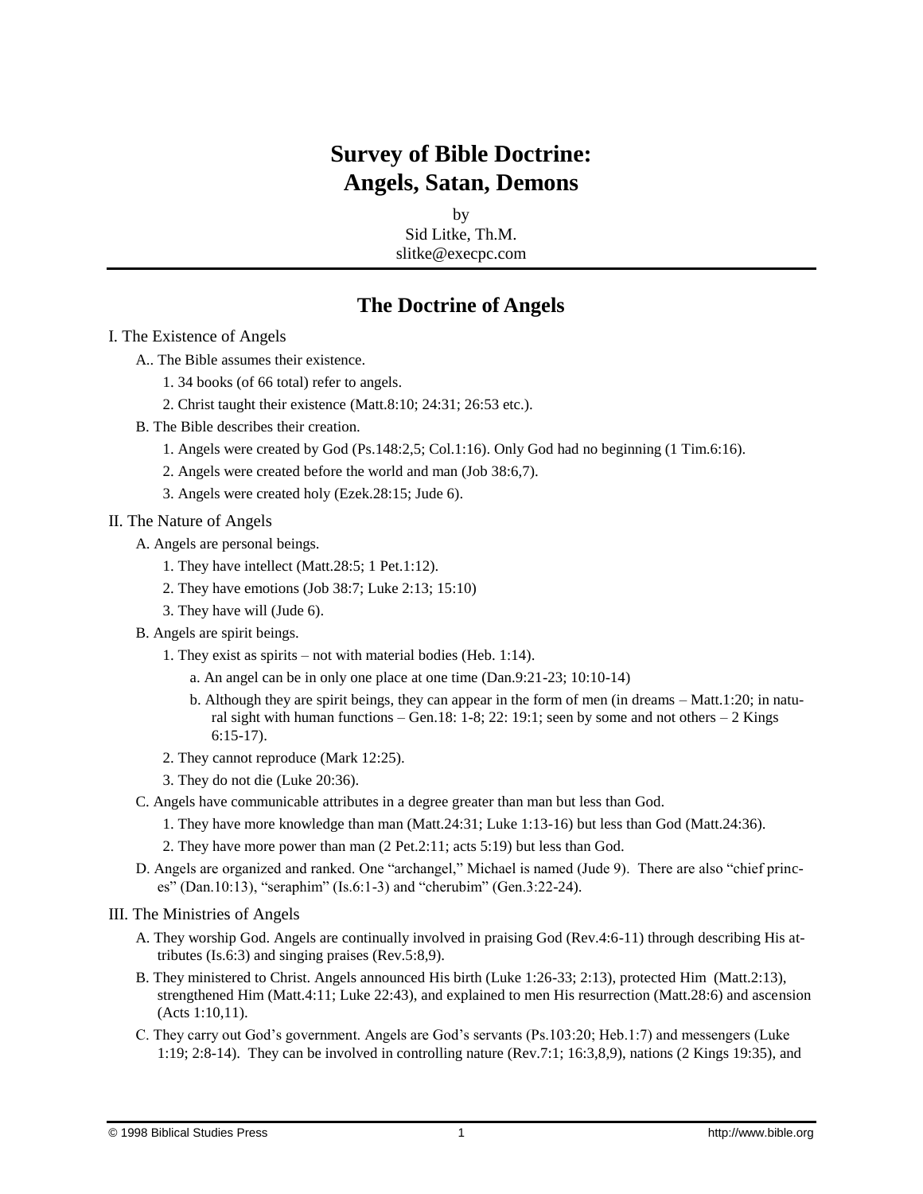# Survey of Bible Doctrine: Angels, Satan, Demons

by
Sid Litke, Th.M.
slitke@execpc.com

## The Doctrine of Angels

I. The Existence of Angels

- A.. The Bible assumes their existence.
  1. 34 books (of 66 total) refer to angels.
  2. Christ taught their existence (Matt.8:10; 24:31; 26:53 etc.).
- B. The Bible describes their creation.
  1. Angels were created by God (Ps.148:2,5; Col.1:16). Only God had no beginning (1 Tim.6:16).
  2. Angels were created before the world and man (Job 38:6,7).
  3. Angels were created holy (Ezek.28:15; Jude 6).

II. The Nature of Angels

- A. Angels are personal beings.
  1. They have intellect (Matt.28:5; 1 Pet.1:12).
  2. They have emotions (Job 38:7; Luke 2:13; 15:10)
  3. They have will (Jude 6).
- B. Angels are spirit beings.
  1. They exist as spirits – not with material bodies (Heb. 1:14).
     - a. An angel can be in only one place at one time (Dan.9:21-23; 10:10-14)
     - b. Although they are spirit beings, they can appear in the form of men (in dreams – Matt.1:20; in natural sight with human functions – Gen.18: 1-8; 22: 19:1; seen by some and not others – 2 Kings 6:15-17).
  2. They cannot reproduce (Mark 12:25).
  3. They do not die (Luke 20:36).
- C. Angels have communicable attributes in a degree greater than man but less than God.
  1. They have more knowledge than man (Matt.24:31; Luke 1:13-16) but less than God (Matt.24:36).
  2. They have more power than man (2 Pet.2:11; acts 5:19) but less than God.
- D. Angels are organized and ranked. One "archangel," Michael is named (Jude 9). There are also "chief princes" (Dan.10:13), "seraphim" (Is.6:1-3) and "cherubim" (Gen.3:22-24).

III. The Ministries of Angels

- A. They worship God. Angels are continually involved in praising God (Rev.4:6-11) through describing His attributes (Is.6:3) and singing praises (Rev.5:8,9).
- B. They ministered to Christ. Angels announced His birth (Luke 1:26-33; 2:13), protected Him (Matt.2:13), strengthened Him (Matt.4:11; Luke 22:43), and explained to men His resurrection (Matt.28:6) and ascension (Acts 1:10,11).
- C. They carry out God's government. Angels are God's servants (Ps.103:20; Heb.1:7) and messengers (Luke 1:19; 2:8-14). They can be involved in controlling nature (Rev.7:1; 16:3,8,9), nations (2 Kings 19:35), and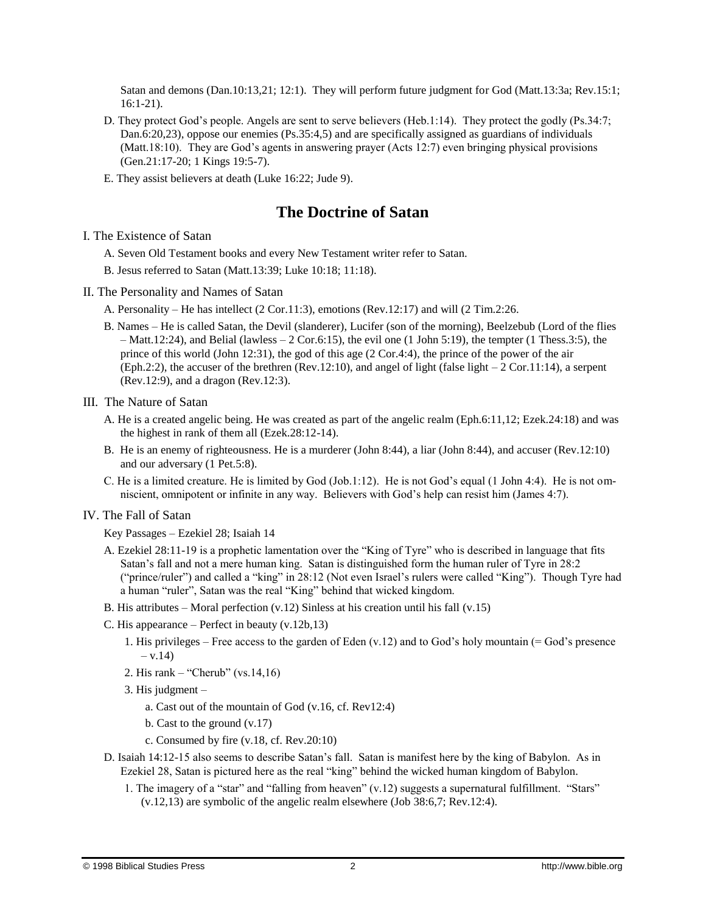Satan and demons (Dan.10:13,21; 12:1). They will perform future judgment for God (Matt.13:3a; Rev.15:1; 16:1-21).

D. They protect God's people. Angels are sent to serve believers (Heb.1:14). They protect the godly (Ps.34:7; Dan.6:20,23), oppose our enemies (Ps.35:4,5) and are specifically assigned as guardians of individuals (Matt.18:10). They are God's agents in answering prayer (Acts 12:7) even bringing physical provisions (Gen.21:17-20; 1 Kings 19:5-7).

E. They assist believers at death (Luke 16:22; Jude 9).

## The Doctrine of Satan

I. The Existence of Satan

A. Seven Old Testament books and every New Testament writer refer to Satan.

B. Jesus referred to Satan (Matt.13:39; Luke 10:18; 11:18).

II. The Personality and Names of Satan

A. Personality – He has intellect (2 Cor.11:3), emotions (Rev.12:17) and will (2 Tim.2:26.

B. Names – He is called Satan, the Devil (slanderer), Lucifer (son of the morning), Beelzebub (Lord of the flies – Matt.12:24), and Belial (lawless – 2 Cor.6:15), the evil one (1 John 5:19), the tempter (1 Thess.3:5), the prince of this world (John 12:31), the god of this age (2 Cor.4:4), the prince of the power of the air (Eph.2:2), the accuser of the brethren (Rev.12:10), and angel of light (false light – 2 Cor.11:14), a serpent (Rev.12:9), and a dragon (Rev.12:3).

III. The Nature of Satan

A. He is a created angelic being. He was created as part of the angelic realm (Eph.6:11,12; Ezek.24:18) and was the highest in rank of them all (Ezek.28:12-14).

B. He is an enemy of righteousness. He is a murderer (John 8:44), a liar (John 8:44), and accuser (Rev.12:10) and our adversary (1 Pet.5:8).

C. He is a limited creature. He is limited by God (Job.1:12). He is not God's equal (1 John 4:4). He is not omniscient, omnipotent or infinite in any way. Believers with God's help can resist him (James 4:7).

IV. The Fall of Satan

Key Passages – Ezekiel 28; Isaiah 14

A. Ezekiel 28:11-19 is a prophetic lamentation over the "King of Tyre" who is described in language that fits Satan's fall and not a mere human king. Satan is distinguished form the human ruler of Tyre in 28:2 ("prince/ruler") and called a "king" in 28:12 (Not even Israel's rulers were called "King"). Though Tyre had a human "ruler", Satan was the real "King" behind that wicked kingdom.

B. His attributes – Moral perfection (v.12) Sinless at his creation until his fall (v.15)

C. His appearance – Perfect in beauty (v.12b,13)

1. His privileges – Free access to the garden of Eden (v.12) and to God's holy mountain (= God's presence – v.14)

2. His rank – "Cherub" (vs.14,16)

3. His judgment –

a. Cast out of the mountain of God (v.16, cf. Rev12:4)

b. Cast to the ground (v.17)

c. Consumed by fire (v.18, cf. Rev.20:10)

D. Isaiah 14:12-15 also seems to describe Satan's fall. Satan is manifest here by the king of Babylon. As in Ezekiel 28, Satan is pictured here as the real "king" behind the wicked human kingdom of Babylon.

1. The imagery of a "star" and "falling from heaven" (v.12) suggests a supernatural fulfillment. "Stars" (v.12,13) are symbolic of the angelic realm elsewhere (Job 38:6,7; Rev.12:4).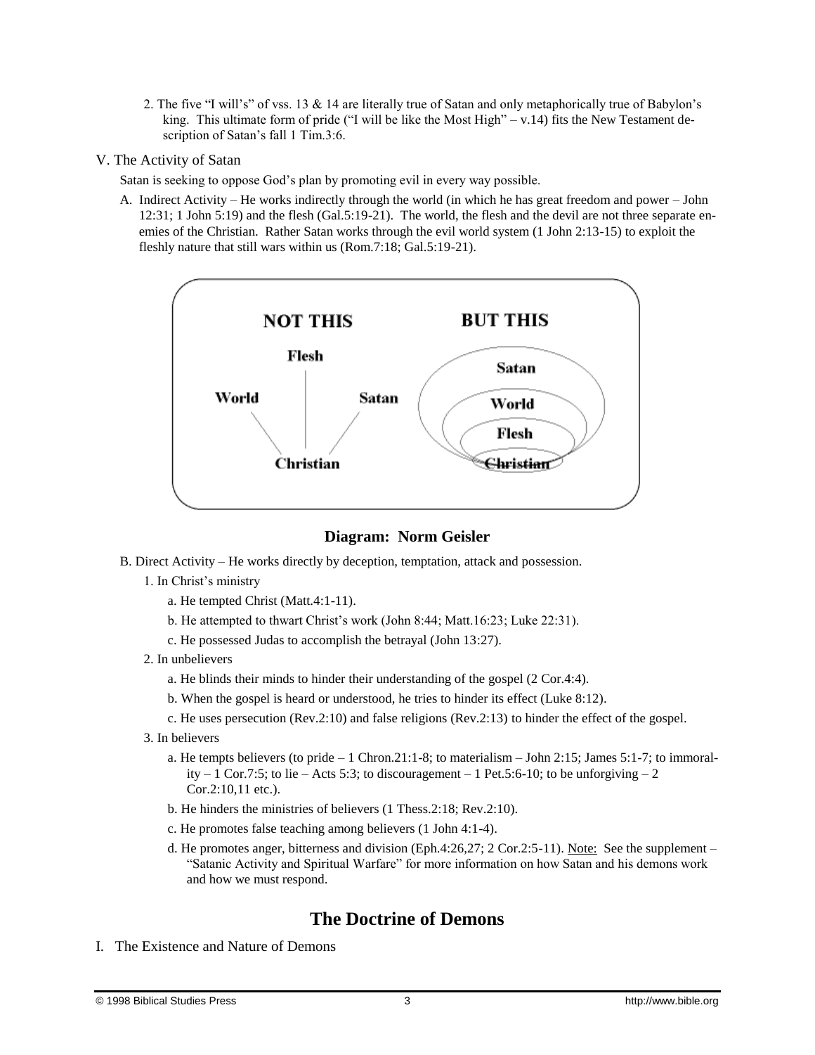2. The five "I will's" of vss. 13 & 14 are literally true of Satan and only metaphorically true of Babylon's king. This ultimate form of pride ("I will be like the Most High" – v.14) fits the New Testament description of Satan's fall 1 Tim.3:6.

V. The Activity of Satan

Satan is seeking to oppose God's plan by promoting evil in every way possible.

A. Indirect Activity – He works indirectly through the world (in which he has great freedom and power – John 12:31; 1 John 5:19) and the flesh (Gal.5:19-21). The world, the flesh and the devil are not three separate enemies of the Christian. Rather Satan works through the evil world system (1 John 2:13-15) to exploit the fleshly nature that still wars within us (Rom.7:18; Gal.5:19-21).

**Diagram: Norm Geisler**

B. Direct Activity – He works directly by deception, temptation, attack and possession.

1. In Christ's ministry
   - a. He tempted Christ (Matt.4:1-11).
   - b. He attempted to thwart Christ's work (John 8:44; Matt.16:23; Luke 22:31).
   - c. He possessed Judas to accomplish the betrayal (John 13:27).

2. In unbelievers
   - a. He blinds their minds to hinder their understanding of the gospel (2 Cor.4:4).
   - b. When the gospel is heard or understood, he tries to hinder its effect (Luke 8:12).
   - c. He uses persecution (Rev.2:10) and false religions (Rev.2:13) to hinder the effect of the gospel.

3. In believers
   - a. He tempts believers (to pride – 1 Chron.21:1-8; to materialism – John 2:15; James 5:1-7; to immorality – 1 Cor.7:5; to lie – Acts 5:3; to discouragement – 1 Pet.5:6-10; to be unforgiving – 2 Cor.2:10,11 etc.).
   - b. He hinders the ministries of believers (1 Thess.2:18; Rev.2:10).
   - c. He promotes false teaching among believers (1 John 4:1-4).
   - d. He promotes anger, bitterness and division (Eph.4:26,27; 2 Cor.2:5-11). Note: See the supplement – "Satanic Activity and Spiritual Warfare" for more information on how Satan and his demons work and how we must respond.

## The Doctrine of Demons

I. The Existence and Nature of Demons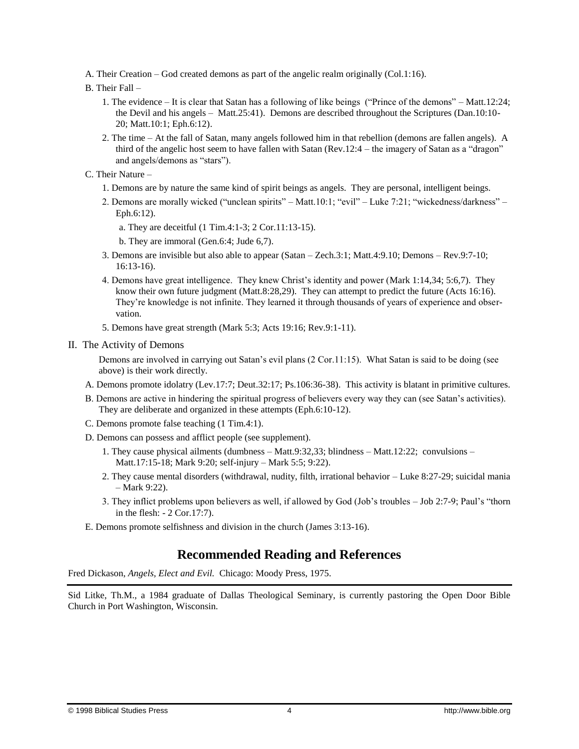A. Their Creation – God created demons as part of the angelic realm originally (Col.1:16).

B. Their Fall –

1. The evidence – It is clear that Satan has a following of like beings ("Prince of the demons" – Matt.12:24; the Devil and his angels – Matt.25:41). Demons are described throughout the Scriptures (Dan.10:10-20; Matt.10:1; Eph.6:12).
2. The time – At the fall of Satan, many angels followed him in that rebellion (demons are fallen angels). A third of the angelic host seem to have fallen with Satan (Rev.12:4 – the imagery of Satan as a "dragon" and angels/demons as "stars").

C. Their Nature –

1. Demons are by nature the same kind of spirit beings as angels. They are personal, intelligent beings.
2. Demons are morally wicked ("unclean spirits" – Matt.10:1; "evil" – Luke 7:21; "wickedness/darkness" – Eph.6:12).
   a. They are deceitful (1 Tim.4:1-3; 2 Cor.11:13-15).
   b. They are immoral (Gen.6:4; Jude 6,7).
3. Demons are invisible but also able to appear (Satan – Zech.3:1; Matt.4:9.10; Demons – Rev.9:7-10; 16:13-16).
4. Demons have great intelligence. They knew Christ's identity and power (Mark 1:14,34; 5:6,7). They know their own future judgment (Matt.8:28,29). They can attempt to predict the future (Acts 16:16). They're knowledge is not infinite. They learned it through thousands of years of experience and observation.
5. Demons have great strength (Mark 5:3; Acts 19:16; Rev.9:1-11).

II. The Activity of Demons

Demons are involved in carrying out Satan's evil plans (2 Cor.11:15). What Satan is said to be doing (see above) is their work directly.

A. Demons promote idolatry (Lev.17:7; Deut.32:17; Ps.106:36-38). This activity is blatant in primitive cultures.

B. Demons are active in hindering the spiritual progress of believers every way they can (see Satan's activities). They are deliberate and organized in these attempts (Eph.6:10-12).

C. Demons promote false teaching (1 Tim.4:1).

D. Demons can possess and afflict people (see supplement).

1. They cause physical ailments (dumbness – Matt.9:32,33; blindness – Matt.12:22; convulsions – Matt.17:15-18; Mark 9:20; self-injury – Mark 5:5; 9:22).
2. They cause mental disorders (withdrawal, nudity, filth, irrational behavior – Luke 8:27-29; suicidal mania – Mark 9:22).
3. They inflict problems upon believers as well, if allowed by God (Job's troubles – Job 2:7-9; Paul's "thorn in the flesh: - 2 Cor.17:7).

E. Demons promote selfishness and division in the church (James 3:13-16).

## Recommended Reading and References

Fred Dickason, *Angels, Elect and Evil.* Chicago: Moody Press, 1975.

---

Sid Litke, Th.M., a 1984 graduate of Dallas Theological Seminary, is currently pastoring the Open Door Bible Church in Port Washington, Wisconsin.